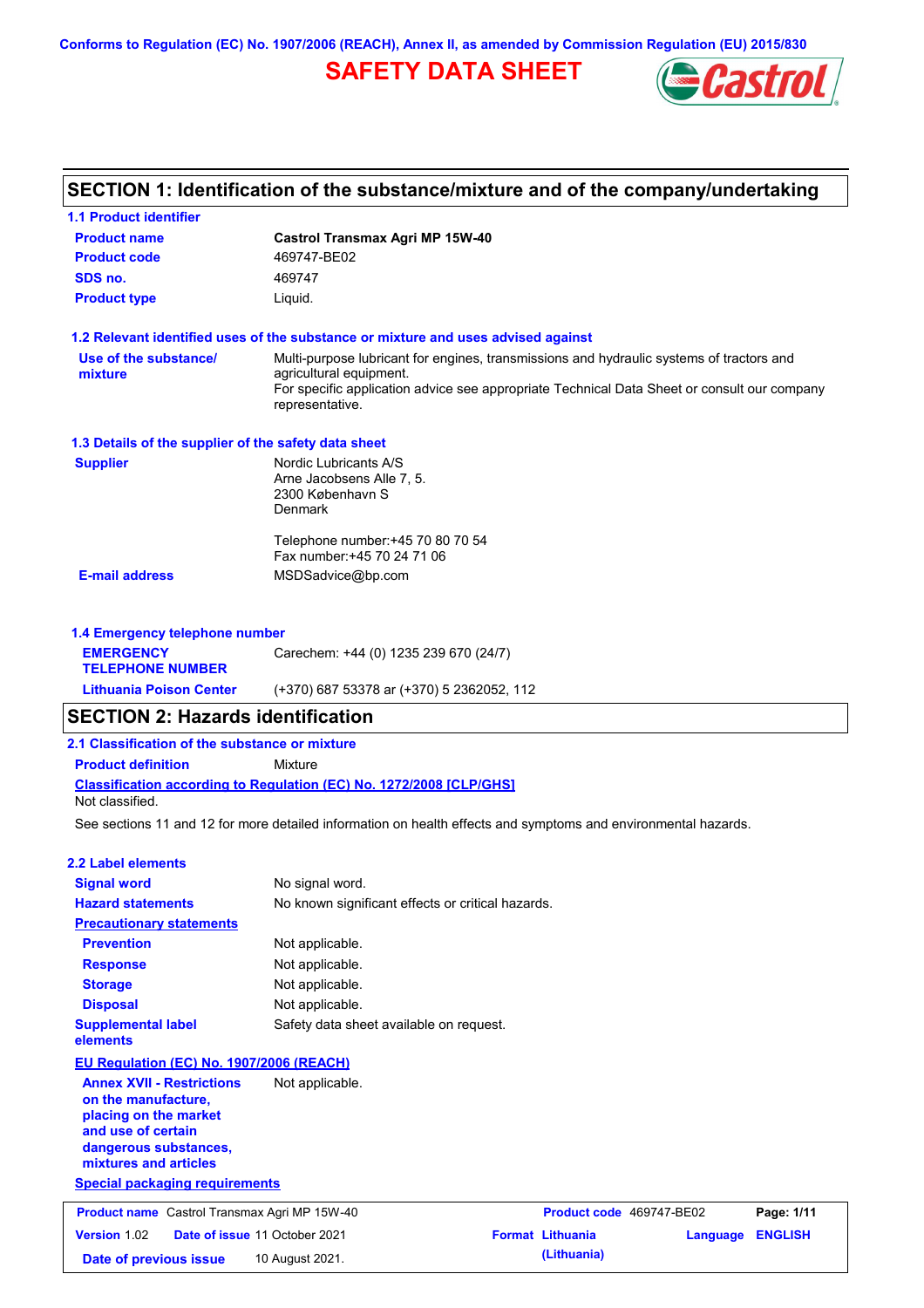Conforms to Regulation (EC) No. 1907/2006 (REACH), Annex II, as amended by Commission Regulation (EU) 2015/830

# SAFETY DATA SHEET

## SECTION 1: Identification of the substance/mixture and of the company/undertaking

### 1.1 Product identifier

| | |
|---|---|
| **Product name** | **Castrol Transmax Agri MP 15W-40** |
| **Product code** | 469747-BE02 |
| **SDS no.** | 469747 |
| **Product type** | Liquid. |

### 1.2 Relevant identified uses of the substance or mixture and uses advised against

**Use of the substance/ mixture**
Multi-purpose lubricant for engines, transmissions and hydraulic systems of tractors and agricultural equipment.
For specific application advice see appropriate Technical Data Sheet or consult our company representative.

### 1.3 Details of the supplier of the safety data sheet

**Supplier**
Nordic Lubricants A/S
Arne Jacobsens Alle 7, 5.
2300 København S
Denmark

Telephone number:+45 70 80 70 54
Fax number:+45 70 24 71 06

**E-mail address** MSDSadvice@bp.com

### 1.4 Emergency telephone number

| | |
|---|---|
| **EMERGENCY TELEPHONE NUMBER** | Carechem: +44 (0) 1235 239 670 (24/7) |
| **Lithuania Poison Center** | (+370) 687 53378 ar (+370) 5 2362052, 112 |

## SECTION 2: Hazards identification

### 2.1 Classification of the substance or mixture

**Product definition** Mixture

**Classification according to Regulation (EC) No. 1272/2008 [CLP/GHS]**
Not classified.

See sections 11 and 12 for more detailed information on health effects and symptoms and environmental hazards.

### 2.2 Label elements

| | |
|---|---|
| **Signal word** | No signal word. |
| **Hazard statements** | No known significant effects or critical hazards. |
| **Precautionary statements** | |
| **Prevention** | Not applicable. |
| **Response** | Not applicable. |
| **Storage** | Not applicable. |
| **Disposal** | Not applicable. |
| **Supplemental label elements** | Safety data sheet available on request. |

**EU Regulation (EC) No. 1907/2006 (REACH)**

**Annex XVII - Restrictions on the manufacture, placing on the market and use of certain dangerous substances, mixtures and articles** Not applicable.

**Special packaging requirements**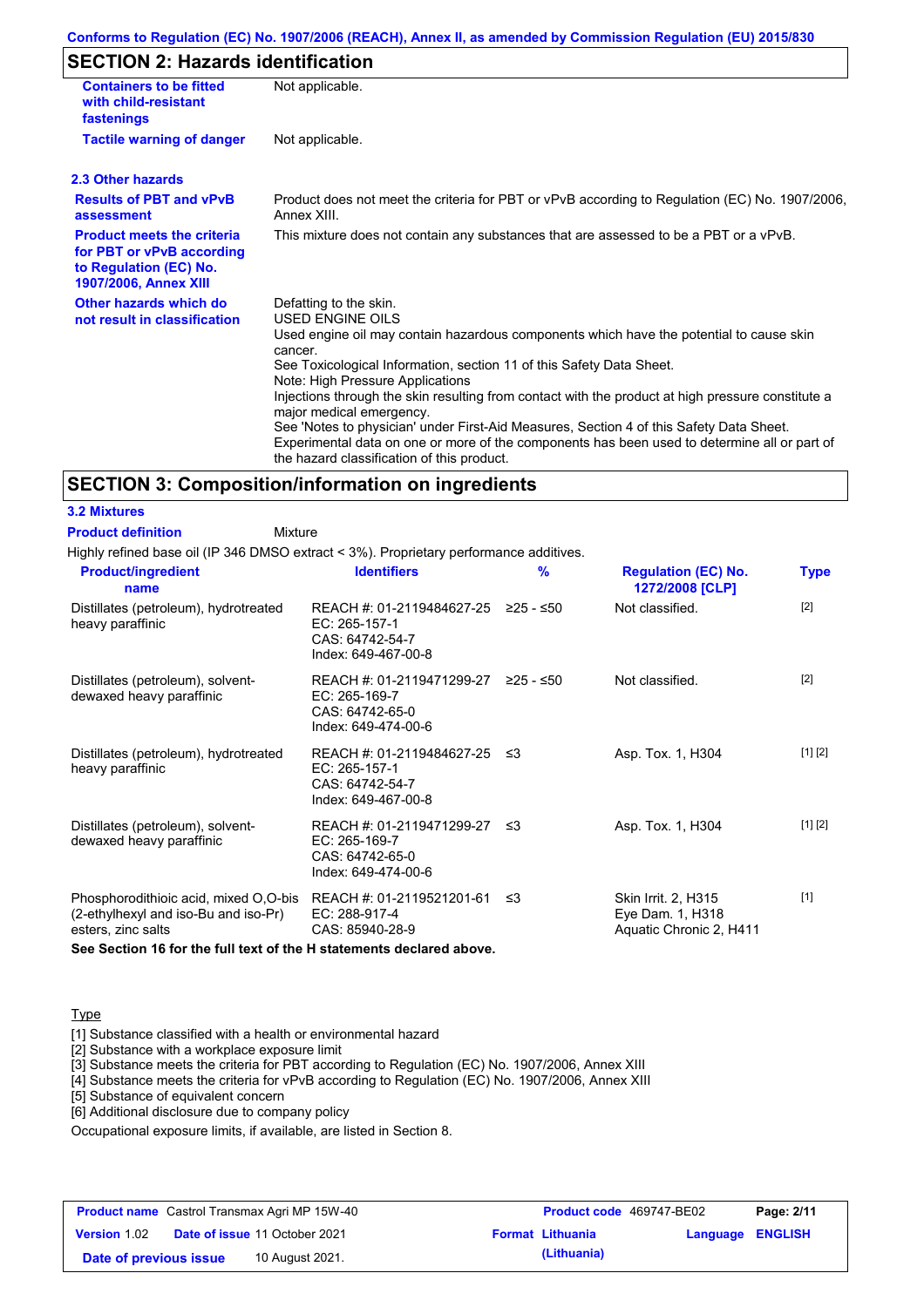## SECTION 2: Hazards identification

| | |
|---|---|
| **Containers to be fitted with child-resistant fastenings** | Not applicable. |
| **Tactile warning of danger** | Not applicable. |

### 2.3 Other hazards

| | |
|---|---|
| **Results of PBT and vPvB assessment** | Product does not meet the criteria for PBT or vPvB according to Regulation (EC) No. 1907/2006, Annex XIII. |
| **Product meets the criteria for PBT or vPvB according to Regulation (EC) No. 1907/2006, Annex XIII** | This mixture does not contain any substances that are assessed to be a PBT or a vPvB. |
| **Other hazards which do not result in classification** | Defatting to the skin.<br>USED ENGINE OILS<br>Used engine oil may contain hazardous components which have the potential to cause skin cancer.<br>See Toxicological Information, section 11 of this Safety Data Sheet.<br>Note: High Pressure Applications<br>Injections through the skin resulting from contact with the product at high pressure constitute a major medical emergency.<br>See 'Notes to physician' under First-Aid Measures, Section 4 of this Safety Data Sheet.<br>Experimental data on one or more of the components has been used to determine all or part of the hazard classification of this product. |

## SECTION 3: Composition/information on ingredients

### 3.2 Mixtures

**Product definition** Mixture

Highly refined base oil (IP 346 DMSO extract < 3%). Proprietary performance additives.

| Product/ingredient name | Identifiers | % | Regulation (EC) No. 1272/2008 [CLP] | Type |
|---|---|---|---|---|
| Distillates (petroleum), hydrotreated heavy paraffinic | REACH #: 01-2119484627-25<br>EC: 265-157-1<br>CAS: 64742-54-7<br>Index: 649-467-00-8 | ≥25 - ≤50 | Not classified. | [2] |
| Distillates (petroleum), solvent-dewaxed heavy paraffinic | REACH #: 01-2119471299-27<br>EC: 265-169-7<br>CAS: 64742-65-0<br>Index: 649-474-00-6 | ≥25 - ≤50 | Not classified. | [2] |
| Distillates (petroleum), hydrotreated heavy paraffinic | REACH #: 01-2119484627-25<br>EC: 265-157-1<br>CAS: 64742-54-7<br>Index: 649-467-00-8 | ≤3 | Asp. Tox. 1, H304 | [1] [2] |
| Distillates (petroleum), solvent-dewaxed heavy paraffinic | REACH #: 01-2119471299-27<br>EC: 265-169-7<br>CAS: 64742-65-0<br>Index: 649-474-00-6 | ≤3 | Asp. Tox. 1, H304 | [1] [2] |
| Phosphorodithioic acid, mixed O,O-bis (2-ethylhexyl and iso-Bu and iso-Pr) esters, zinc salts | REACH #: 01-2119521201-61<br>EC: 288-917-4<br>CAS: 85940-28-9 | ≤3 | Skin Irrit. 2, H315<br>Eye Dam. 1, H318<br>Aquatic Chronic 2, H411 | [1] |

**See Section 16 for the full text of the H statements declared above.**

Type

[1] Substance classified with a health or environmental hazard
[2] Substance with a workplace exposure limit
[3] Substance meets the criteria for PBT according to Regulation (EC) No. 1907/2006, Annex XIII
[4] Substance meets the criteria for vPvB according to Regulation (EC) No. 1907/2006, Annex XIII
[5] Substance of equivalent concern
[6] Additional disclosure due to company policy

Occupational exposure limits, if available, are listed in Section 8.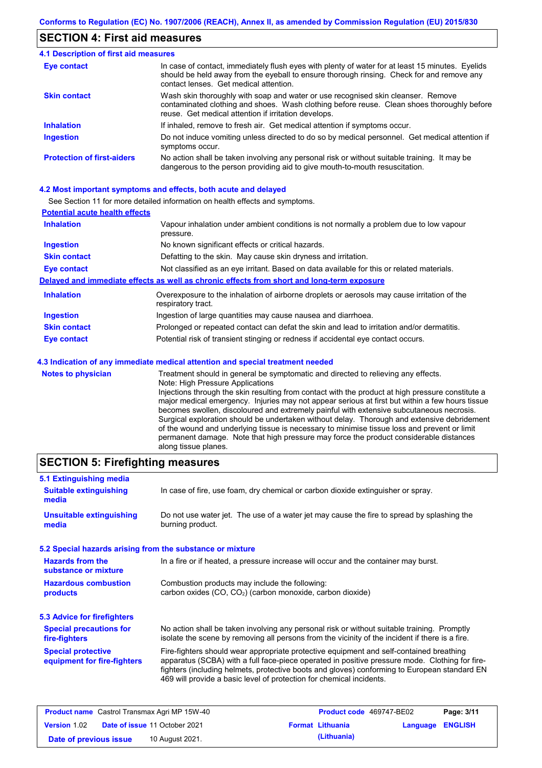## SECTION 4: First aid measures

### 4.1 Description of first aid measures

| | |
|---|---|
| **Eye contact** | In case of contact, immediately flush eyes with plenty of water for at least 15 minutes. Eyelids should be held away from the eyeball to ensure thorough rinsing. Check for and remove any contact lenses. Get medical attention. |
| **Skin contact** | Wash skin thoroughly with soap and water or use recognised skin cleanser. Remove contaminated clothing and shoes. Wash clothing before reuse. Clean shoes thoroughly before reuse. Get medical attention if irritation develops. |
| **Inhalation** | If inhaled, remove to fresh air. Get medical attention if symptoms occur. |
| **Ingestion** | Do not induce vomiting unless directed to do so by medical personnel. Get medical attention if symptoms occur. |
| **Protection of first-aiders** | No action shall be taken involving any personal risk or without suitable training. It may be dangerous to the person providing aid to give mouth-to-mouth resuscitation. |

### 4.2 Most important symptoms and effects, both acute and delayed

See Section 11 for more detailed information on health effects and symptoms.

**Potential acute health effects**

| | |
|---|---|
| **Inhalation** | Vapour inhalation under ambient conditions is not normally a problem due to low vapour pressure. |
| **Ingestion** | No known significant effects or critical hazards. |
| **Skin contact** | Defatting to the skin. May cause skin dryness and irritation. |
| **Eye contact** | Not classified as an eye irritant. Based on data available for this or related materials. |

**Delayed and immediate effects as well as chronic effects from short and long-term exposure**

| | |
|---|---|
| **Inhalation** | Overexposure to the inhalation of airborne droplets or aerosols may cause irritation of the respiratory tract. |
| **Ingestion** | Ingestion of large quantities may cause nausea and diarrhoea. |
| **Skin contact** | Prolonged or repeated contact can defat the skin and lead to irritation and/or dermatitis. |
| **Eye contact** | Potential risk of transient stinging or redness if accidental eye contact occurs. |

### 4.3 Indication of any immediate medical attention and special treatment needed

| | |
|---|---|
| **Notes to physician** | Treatment should in general be symptomatic and directed to relieving any effects. Note: High Pressure Applications Injections through the skin resulting from contact with the product at high pressure constitute a major medical emergency. Injuries may not appear serious at first but within a few hours tissue becomes swollen, discoloured and extremely painful with extensive subcutaneous necrosis. Surgical exploration should be undertaken without delay. Thorough and extensive debridement of the wound and underlying tissue is necessary to minimise tissue loss and prevent or limit permanent damage. Note that high pressure may force the product considerable distances along tissue planes. |

## SECTION 5: Firefighting measures

### 5.1 Extinguishing media

| | |
|---|---|
| **Suitable extinguishing media** | In case of fire, use foam, dry chemical or carbon dioxide extinguisher or spray. |
| **Unsuitable extinguishing media** | Do not use water jet. The use of a water jet may cause the fire to spread by splashing the burning product. |

### 5.2 Special hazards arising from the substance or mixture

| | |
|---|---|
| **Hazards from the substance or mixture** | In a fire or if heated, a pressure increase will occur and the container may burst. |
| **Hazardous combustion products** | Combustion products may include the following: carbon oxides (CO, $CO_2$) (carbon monoxide, carbon dioxide) |

### 5.3 Advice for firefighters

| | |
|---|---|
| **Special precautions for fire-fighters** | No action shall be taken involving any personal risk or without suitable training. Promptly isolate the scene by removing all persons from the vicinity of the incident if there is a fire. |
| **Special protective equipment for fire-fighters** | Fire-fighters should wear appropriate protective equipment and self-contained breathing apparatus (SCBA) with a full face-piece operated in positive pressure mode. Clothing for fire-fighters (including helmets, protective boots and gloves) conforming to European standard EN 469 will provide a basic level of protection for chemical incidents. |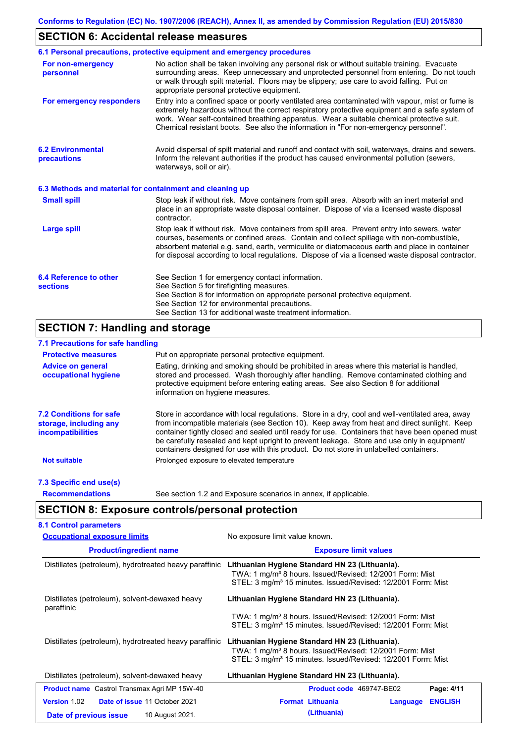## SECTION 6: Accidental release measures

### 6.1 Personal precautions, protective equipment and emergency procedures

**For non-emergency personnel**
No action shall be taken involving any personal risk or without suitable training. Evacuate surrounding areas. Keep unnecessary and unprotected personnel from entering. Do not touch or walk through spilt material. Floors may be slippery; use care to avoid falling. Put on appropriate personal protective equipment.

**For emergency responders**
Entry into a confined space or poorly ventilated area contaminated with vapour, mist or fume is extremely hazardous without the correct respiratory protective equipment and a safe system of work. Wear self-contained breathing apparatus. Wear a suitable chemical protective suit. Chemical resistant boots. See also the information in "For non-emergency personnel".

### 6.2 Environmental precautions

Avoid dispersal of spilt material and runoff and contact with soil, waterways, drains and sewers. Inform the relevant authorities if the product has caused environmental pollution (sewers, waterways, soil or air).

### 6.3 Methods and material for containment and cleaning up

**Small spill**
Stop leak if without risk. Move containers from spill area. Absorb with an inert material and place in an appropriate waste disposal container. Dispose of via a licensed waste disposal contractor.

**Large spill**
Stop leak if without risk. Move containers from spill area. Prevent entry into sewers, water courses, basements or confined areas. Contain and collect spillage with non-combustible, absorbent material e.g. sand, earth, vermiculite or diatomaceous earth and place in container for disposal according to local regulations. Dispose of via a licensed waste disposal contractor.

### 6.4 Reference to other sections

See Section 1 for emergency contact information.
See Section 5 for firefighting measures.
See Section 8 for information on appropriate personal protective equipment.
See Section 12 for environmental precautions.
See Section 13 for additional waste treatment information.

## SECTION 7: Handling and storage

### 7.1 Precautions for safe handling

**Protective measures**
Put on appropriate personal protective equipment.

**Advice on general occupational hygiene**
Eating, drinking and smoking should be prohibited in areas where this material is handled, stored and processed. Wash thoroughly after handling. Remove contaminated clothing and protective equipment before entering eating areas. See also Section 8 for additional information on hygiene measures.

### 7.2 Conditions for safe storage, including any incompatibilities

Store in accordance with local regulations. Store in a dry, cool and well-ventilated area, away from incompatible materials (see Section 10). Keep away from heat and direct sunlight. Keep container tightly closed and sealed until ready for use. Containers that have been opened must be carefully resealed and kept upright to prevent leakage. Store and use only in equipment/ containers designed for use with this product. Do not store in unlabelled containers.

**Not suitable**
Prolonged exposure to elevated temperature

### 7.3 Specific end use(s)

**Recommendations**
See section 1.2 and Exposure scenarios in annex, if applicable.

## SECTION 8: Exposure controls/personal protection

### 8.1 Control parameters

**Occupational exposure limits**
No exposure limit value known.

| Product/ingredient name | Exposure limit values |
|---|---|
| Distillates (petroleum), hydrotreated heavy paraffinic | **Lithuanian Hygiene Standard HN 23 (Lithuania).**<br>TWA: 1 mg/m³ 8 hours. Issued/Revised: 12/2001 Form: Mist<br>STEL: 3 mg/m³ 15 minutes. Issued/Revised: 12/2001 Form: Mist |
| Distillates (petroleum), solvent-dewaxed heavy paraffinic | **Lithuanian Hygiene Standard HN 23 (Lithuania).**<br>TWA: 1 mg/m³ 8 hours. Issued/Revised: 12/2001 Form: Mist<br>STEL: 3 mg/m³ 15 minutes. Issued/Revised: 12/2001 Form: Mist |
| Distillates (petroleum), hydrotreated heavy paraffinic | **Lithuanian Hygiene Standard HN 23 (Lithuania).**<br>TWA: 1 mg/m³ 8 hours. Issued/Revised: 12/2001 Form: Mist<br>STEL: 3 mg/m³ 15 minutes. Issued/Revised: 12/2001 Form: Mist |
| Distillates (petroleum), solvent-dewaxed heavy | **Lithuanian Hygiene Standard HN 23 (Lithuania).** |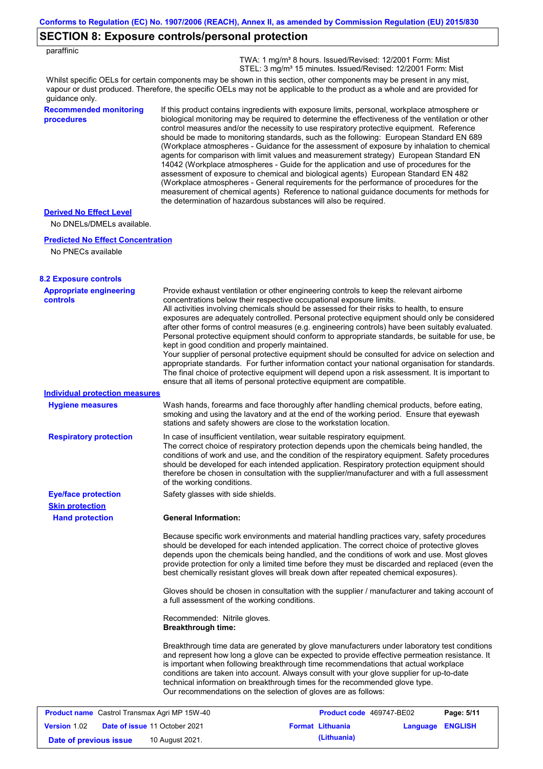## SECTION 8: Exposure controls/personal protection

paraffinic

TWA: 1 mg/m³ 8 hours. Issued/Revised: 12/2001 Form: Mist
STEL: 3 mg/m³ 15 minutes. Issued/Revised: 12/2001 Form: Mist

Whilst specific OELs for certain components may be shown in this section, other components may be present in any mist, vapour or dust produced. Therefore, the specific OELs may not be applicable to the product as a whole and are provided for guidance only.

**Recommended monitoring procedures**

If this product contains ingredients with exposure limits, personal, workplace atmosphere or biological monitoring may be required to determine the effectiveness of the ventilation or other control measures and/or the necessity to use respiratory protective equipment. Reference should be made to monitoring standards, such as the following: European Standard EN 689 (Workplace atmospheres - Guidance for the assessment of exposure by inhalation to chemical agents for comparison with limit values and measurement strategy) European Standard EN 14042 (Workplace atmospheres - Guide for the application and use of procedures for the assessment of exposure to chemical and biological agents) European Standard EN 482 (Workplace atmospheres - General requirements for the performance of procedures for the measurement of chemical agents) Reference to national guidance documents for methods for the determination of hazardous substances will also be required.

**Derived No Effect Level**

No DNELs/DMELs available.

**Predicted No Effect Concentration**

No PNECs available

### 8.2 Exposure controls

**Appropriate engineering controls**

Provide exhaust ventilation or other engineering controls to keep the relevant airborne concentrations below their respective occupational exposure limits.
All activities involving chemicals should be assessed for their risks to health, to ensure exposures are adequately controlled. Personal protective equipment should only be considered after other forms of control measures (e.g. engineering controls) have been suitably evaluated. Personal protective equipment should conform to appropriate standards, be suitable for use, be kept in good condition and properly maintained.
Your supplier of personal protective equipment should be consulted for advice on selection and appropriate standards. For further information contact your national organisation for standards.
The final choice of protective equipment will depend upon a risk assessment. It is important to ensure that all items of personal protective equipment are compatible.

**Individual protection measures**

**Hygiene measures**

Wash hands, forearms and face thoroughly after handling chemical products, before eating, smoking and using the lavatory and at the end of the working period. Ensure that eyewash stations and safety showers are close to the workstation location.

**Respiratory protection**

In case of insufficient ventilation, wear suitable respiratory equipment.
The correct choice of respiratory protection depends upon the chemicals being handled, the conditions of work and use, and the condition of the respiratory equipment. Safety procedures should be developed for each intended application. Respiratory protection equipment should therefore be chosen in consultation with the supplier/manufacturer and with a full assessment of the working conditions.

**Eye/face protection**

Safety glasses with side shields.

**Skin protection**

**Hand protection**

**General Information:**

Because specific work environments and material handling practices vary, safety procedures should be developed for each intended application. The correct choice of protective gloves depends upon the chemicals being handled, and the conditions of work and use. Most gloves provide protection for only a limited time before they must be discarded and replaced (even the best chemically resistant gloves will break down after repeated chemical exposures).

Gloves should be chosen in consultation with the supplier / manufacturer and taking account of a full assessment of the working conditions.

Recommended: Nitrile gloves.
**Breakthrough time:**

Breakthrough time data are generated by glove manufacturers under laboratory test conditions and represent how long a glove can be expected to provide effective permeation resistance. It is important when following breakthrough time recommendations that actual workplace conditions are taken into account. Always consult with your glove supplier for up-to-date technical information on breakthrough times for the recommended glove type.
Our recommendations on the selection of gloves are as follows: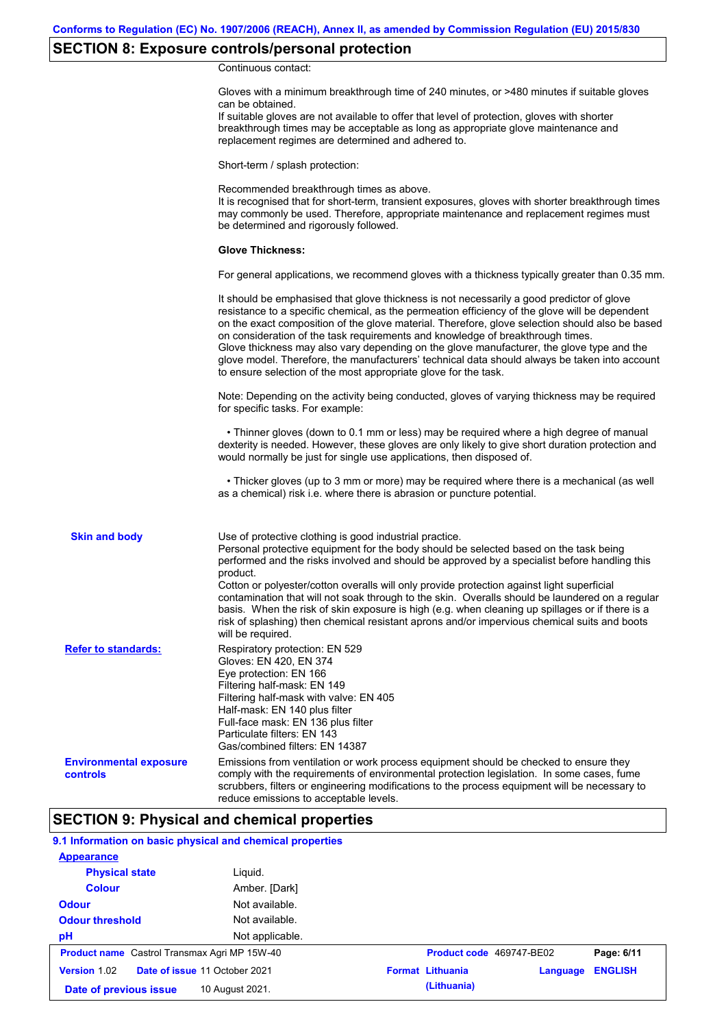## SECTION 8: Exposure controls/personal protection

Continuous contact:

Gloves with a minimum breakthrough time of 240 minutes, or >480 minutes if suitable gloves can be obtained.
If suitable gloves are not available to offer that level of protection, gloves with shorter breakthrough times may be acceptable as long as appropriate glove maintenance and replacement regimes are determined and adhered to.

Short-term / splash protection:

Recommended breakthrough times as above.
It is recognised that for short-term, transient exposures, gloves with shorter breakthrough times may commonly be used. Therefore, appropriate maintenance and replacement regimes must be determined and rigorously followed.

**Glove Thickness:**

For general applications, we recommend gloves with a thickness typically greater than 0.35 mm.

It should be emphasised that glove thickness is not necessarily a good predictor of glove resistance to a specific chemical, as the permeation efficiency of the glove will be dependent on the exact composition of the glove material. Therefore, glove selection should also be based on consideration of the task requirements and knowledge of breakthrough times.
Glove thickness may also vary depending on the glove manufacturer, the glove type and the glove model. Therefore, the manufacturers' technical data should always be taken into account to ensure selection of the most appropriate glove for the task.

Note: Depending on the activity being conducted, gloves of varying thickness may be required for specific tasks. For example:

• Thinner gloves (down to 0.1 mm or less) may be required where a high degree of manual dexterity is needed. However, these gloves are only likely to give short duration protection and would normally be just for single use applications, then disposed of.

• Thicker gloves (up to 3 mm or more) may be required where there is a mechanical (as well as a chemical) risk i.e. where there is abrasion or puncture potential.

**Skin and body**

Use of protective clothing is good industrial practice.
Personal protective equipment for the body should be selected based on the task being performed and the risks involved and should be approved by a specialist before handling this product.
Cotton or polyester/cotton overalls will only provide protection against light superficial contamination that will not soak through to the skin. Overalls should be laundered on a regular basis. When the risk of skin exposure is high (e.g. when cleaning up spillages or if there is a risk of splashing) then chemical resistant aprons and/or impervious chemical suits and boots will be required.

**Refer to standards:**

Respiratory protection: EN 529
Gloves: EN 420, EN 374
Eye protection: EN 166
Filtering half-mask: EN 149
Filtering half-mask with valve: EN 405
Half-mask: EN 140 plus filter
Full-face mask: EN 136 plus filter
Particulate filters: EN 143
Gas/combined filters: EN 14387

**Environmental exposure controls**

Emissions from ventilation or work process equipment should be checked to ensure they comply with the requirements of environmental protection legislation. In some cases, fume scrubbers, filters or engineering modifications to the process equipment will be necessary to reduce emissions to acceptable levels.

## SECTION 9: Physical and chemical properties

### 9.1 Information on basic physical and chemical properties

**Appearance**

| | |
|---|---|
| **Physical state** | Liquid. |
| **Colour** | Amber. [Dark] |
| **Odour** | Not available. |
| **Odour threshold** | Not available. |
| **pH** | Not applicable. |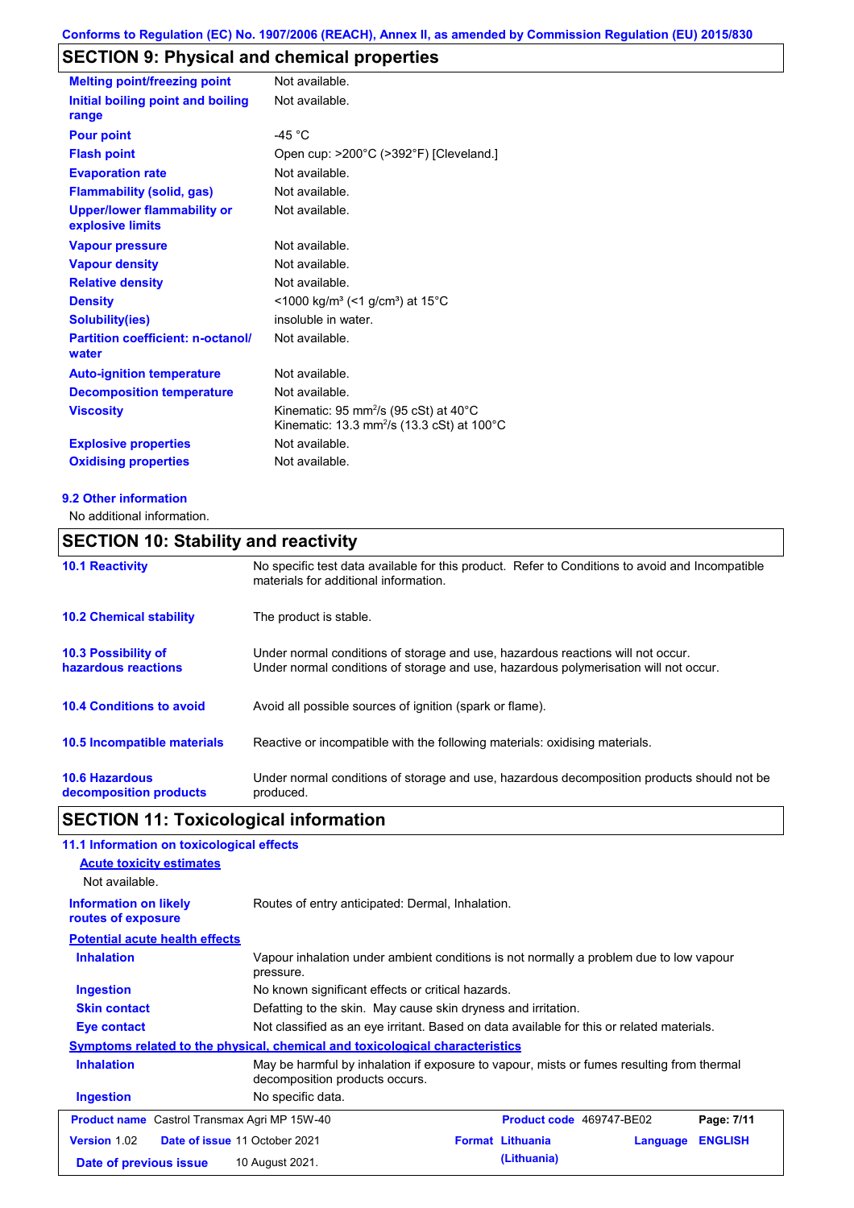## SECTION 9: Physical and chemical properties

| | |
|---|---|
| **Melting point/freezing point** | Not available. |
| **Initial boiling point and boiling range** | Not available. |
| **Pour point** | -45 °C |
| **Flash point** | Open cup: >200°C (>392°F) [Cleveland.] |
| **Evaporation rate** | Not available. |
| **Flammability (solid, gas)** | Not available. |
| **Upper/lower flammability or explosive limits** | Not available. |
| **Vapour pressure** | Not available. |
| **Vapour density** | Not available. |
| **Relative density** | Not available. |
| **Density** | <1000 kg/m³ (<1 g/cm³) at 15°C |
| **Solubility(ies)** | insoluble in water. |
| **Partition coefficient: n-octanol/ water** | Not available. |
| **Auto-ignition temperature** | Not available. |
| **Decomposition temperature** | Not available. |
| **Viscosity** | Kinematic: 95 $mm^2/s$ (95 cSt) at 40°C<br>Kinematic: 13.3 $mm^2/s$ (13.3 cSt) at 100°C |
| **Explosive properties** | Not available. |
| **Oxidising properties** | Not available. |

**9.2 Other information**

No additional information.

## SECTION 10: Stability and reactivity

| | |
|---|---|
| **10.1 Reactivity** | No specific test data available for this product. Refer to Conditions to avoid and Incompatible materials for additional information. |
| **10.2 Chemical stability** | The product is stable. |
| **10.3 Possibility of hazardous reactions** | Under normal conditions of storage and use, hazardous reactions will not occur.<br>Under normal conditions of storage and use, hazardous polymerisation will not occur. |
| **10.4 Conditions to avoid** | Avoid all possible sources of ignition (spark or flame). |
| **10.5 Incompatible materials** | Reactive or incompatible with the following materials: oxidising materials. |
| **10.6 Hazardous decomposition products** | Under normal conditions of storage and use, hazardous decomposition products should not be produced. |

## SECTION 11: Toxicological information

**11.1 Information on toxicological effects**

**Acute toxicity estimates**

Not available.

| | |
|---|---|
| **Information on likely routes of exposure** | Routes of entry anticipated: Dermal, Inhalation. |

**Potential acute health effects**

| | |
|---|---|
| **Inhalation** | Vapour inhalation under ambient conditions is not normally a problem due to low vapour pressure. |
| **Ingestion** | No known significant effects or critical hazards. |
| **Skin contact** | Defatting to the skin. May cause skin dryness and irritation. |
| **Eye contact** | Not classified as an eye irritant. Based on data available for this or related materials. |

**Symptoms related to the physical, chemical and toxicological characteristics**

| | |
|---|---|
| **Inhalation** | May be harmful by inhalation if exposure to vapour, mists or fumes resulting from thermal decomposition products occurs. |
| **Ingestion** | No specific data. |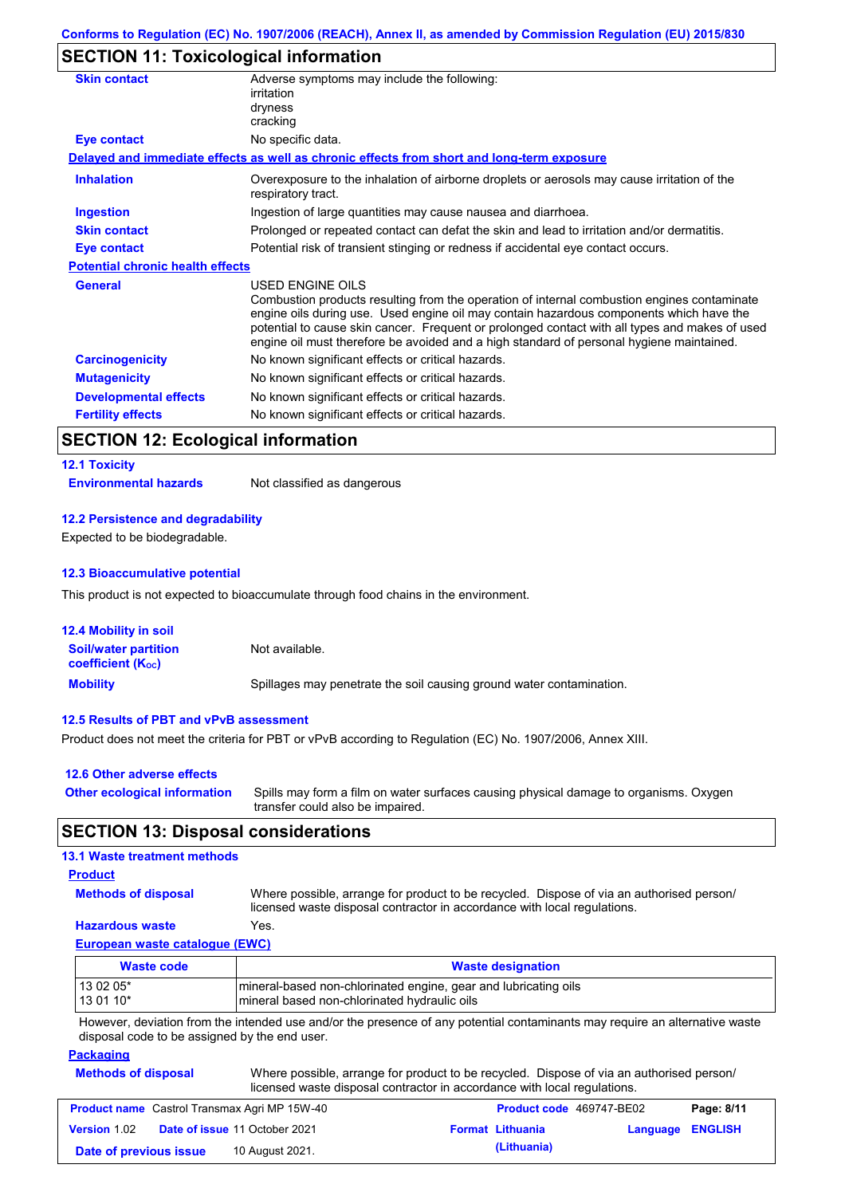## SECTION 11: Toxicological information

**Skin contact** Adverse symptoms may include the following:
irritation
dryness
cracking

**Eye contact** No specific data.

**Delayed and immediate effects as well as chronic effects from short and long-term exposure**

**Inhalation** Overexposure to the inhalation of airborne droplets or aerosols may cause irritation of the respiratory tract.

**Ingestion** Ingestion of large quantities may cause nausea and diarrhoea.

**Skin contact** Prolonged or repeated contact can defat the skin and lead to irritation and/or dermatitis.

**Eye contact** Potential risk of transient stinging or redness if accidental eye contact occurs.

**Potential chronic health effects**

**General** USED ENGINE OILS
Combustion products resulting from the operation of internal combustion engines contaminate engine oils during use. Used engine oil may contain hazardous components which have the potential to cause skin cancer. Frequent or prolonged contact with all types and makes of used engine oil must therefore be avoided and a high standard of personal hygiene maintained.

**Carcinogenicity** No known significant effects or critical hazards.

**Mutagenicity** No known significant effects or critical hazards.

**Developmental effects** No known significant effects or critical hazards.

**Fertility effects** No known significant effects or critical hazards.

## SECTION 12: Ecological information

### 12.1 Toxicity

**Environmental hazards** Not classified as dangerous

### 12.2 Persistence and degradability

Expected to be biodegradable.

### 12.3 Bioaccumulative potential

This product is not expected to bioaccumulate through food chains in the environment.

### 12.4 Mobility in soil

**Soil/water partition coefficient ($K_{OC}$)** Not available.

**Mobility** Spillages may penetrate the soil causing ground water contamination.

### 12.5 Results of PBT and vPvB assessment

Product does not meet the criteria for PBT or vPvB according to Regulation (EC) No. 1907/2006, Annex XIII.

### 12.6 Other adverse effects

**Other ecological information** Spills may form a film on water surfaces causing physical damage to organisms. Oxygen transfer could also be impaired.

## SECTION 13: Disposal considerations

### 13.1 Waste treatment methods

**Product**

**Methods of disposal** Where possible, arrange for product to be recycled. Dispose of via an authorised person/ licensed waste disposal contractor in accordance with local regulations.

**Hazardous waste** Yes.

**European waste catalogue (EWC)**

| Waste code | Waste designation |
|---|---|
| 13 02 05*<br>13 01 10* | mineral-based non-chlorinated engine, gear and lubricating oils<br>mineral based non-chlorinated hydraulic oils |

However, deviation from the intended use and/or the presence of any potential contaminants may require an alternative waste disposal code to be assigned by the end user.

**Packaging**

**Methods of disposal** Where possible, arrange for product to be recycled. Dispose of via an authorised person/ licensed waste disposal contractor in accordance with local regulations.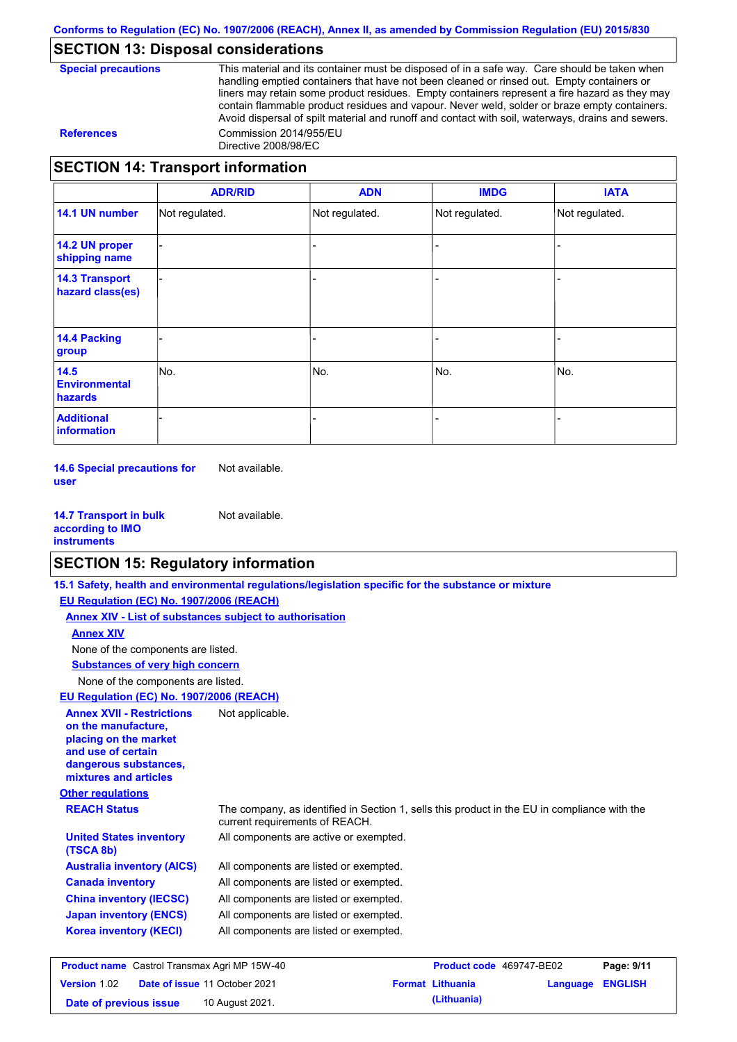## SECTION 13: Disposal considerations

**Special precautions**

This material and its container must be disposed of in a safe way. Care should be taken when handling emptied containers that have not been cleaned or rinsed out. Empty containers or liners may retain some product residues. Empty containers represent a fire hazard as they may contain flammable product residues and vapour. Never weld, solder or braze empty containers. Avoid dispersal of spilt material and runoff and contact with soil, waterways, drains and sewers.

**References**

Commission 2014/955/EU
Directive 2008/98/EC

## SECTION 14: Transport information

| | ADR/RID | ADN | IMDG | IATA |
|---|---|---|---|---|
| **14.1 UN number** | Not regulated. | Not regulated. | Not regulated. | Not regulated. |
| **14.2 UN proper shipping name** | - | - | - | - |
| **14.3 Transport hazard class(es)** | - | - | - | - |
| **14.4 Packing group** | - | - | - | - |
| **14.5 Environmental hazards** | No. | No. | No. | No. |
| **Additional information** | - | - | - | - |

**14.6 Special precautions for user**: Not available.

**14.7 Transport in bulk according to IMO instruments**: Not available.

## SECTION 15: Regulatory information

**15.1 Safety, health and environmental regulations/legislation specific for the substance or mixture**

**EU Regulation (EC) No. 1907/2006 (REACH)**

**Annex XIV - List of substances subject to authorisation**

**Annex XIV**

None of the components are listed.

**Substances of very high concern**

None of the components are listed.

**EU Regulation (EC) No. 1907/2006 (REACH)**

**Annex XVII - Restrictions on the manufacture, placing on the market and use of certain dangerous substances, mixtures and articles**: Not applicable.

**Other regulations**

**REACH Status**: The company, as identified in Section 1, sells this product in the EU in compliance with the current requirements of REACH.

**United States inventory (TSCA 8b)**: All components are active or exempted.

**Australia inventory (AICS)**: All components are listed or exempted.

**Canada inventory**: All components are listed or exempted.

**China inventory (IECSC)**: All components are listed or exempted.

**Japan inventory (ENCS)**: All components are listed or exempted.

**Korea inventory (KECI)**: All components are listed or exempted.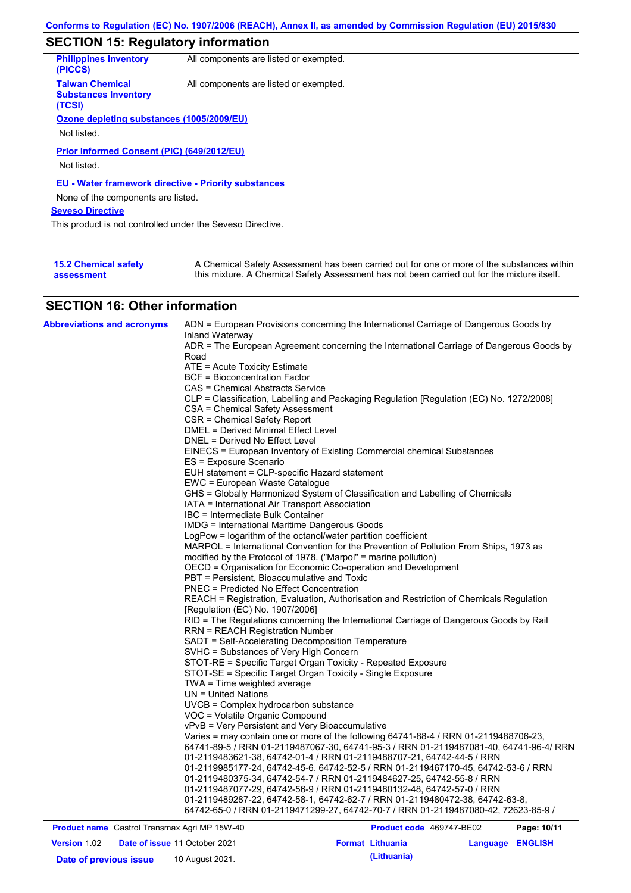## SECTION 15: Regulatory information

**Philippines inventory (PICCS)** All components are listed or exempted.

**Taiwan Chemical Substances Inventory (TCSI)** All components are listed or exempted.

**Ozone depleting substances (1005/2009/EU)**

Not listed.

**Prior Informed Consent (PIC) (649/2012/EU)**

Not listed.

**EU - Water framework directive - Priority substances**

None of the components are listed.

**Seveso Directive**

This product is not controlled under the Seveso Directive.

**15.2 Chemical safety assessment** A Chemical Safety Assessment has been carried out for one or more of the substances within this mixture. A Chemical Safety Assessment has not been carried out for the mixture itself.

## SECTION 16: Other information

**Abbreviations and acronyms**

ADN = European Provisions concerning the International Carriage of Dangerous Goods by Inland Waterway
ADR = The European Agreement concerning the International Carriage of Dangerous Goods by Road
ATE = Acute Toxicity Estimate
BCF = Bioconcentration Factor
CAS = Chemical Abstracts Service
CLP = Classification, Labelling and Packaging Regulation [Regulation (EC) No. 1272/2008]
CSA = Chemical Safety Assessment
CSR = Chemical Safety Report
DMEL = Derived Minimal Effect Level
DNEL = Derived No Effect Level
EINECS = European Inventory of Existing Commercial chemical Substances
ES = Exposure Scenario
EUH statement = CLP-specific Hazard statement
EWC = European Waste Catalogue
GHS = Globally Harmonized System of Classification and Labelling of Chemicals
IATA = International Air Transport Association
IBC = Intermediate Bulk Container
IMDG = International Maritime Dangerous Goods
LogPow = logarithm of the octanol/water partition coefficient
MARPOL = International Convention for the Prevention of Pollution From Ships, 1973 as modified by the Protocol of 1978. ("Marpol" = marine pollution)
OECD = Organisation for Economic Co-operation and Development
PBT = Persistent, Bioaccumulative and Toxic
PNEC = Predicted No Effect Concentration
REACH = Registration, Evaluation, Authorisation and Restriction of Chemicals Regulation [Regulation (EC) No. 1907/2006]
RID = The Regulations concerning the International Carriage of Dangerous Goods by Rail
RRN = REACH Registration Number
SADT = Self-Accelerating Decomposition Temperature
SVHC = Substances of Very High Concern
STOT-RE = Specific Target Organ Toxicity - Repeated Exposure
STOT-SE = Specific Target Organ Toxicity - Single Exposure
TWA = Time weighted average
UN = United Nations
UVCB = Complex hydrocarbon substance
VOC = Volatile Organic Compound
vPvB = Very Persistent and Very Bioaccumulative
Varies = may contain one or more of the following 64741-88-4 / RRN 01-2119488706-23, 64741-89-5 / RRN 01-2119487067-30, 64741-95-3 / RRN 01-2119487081-40, 64741-96-4/ RRN 01-2119483621-38, 64742-01-4 / RRN 01-2119488707-21, 64742-44-5 / RRN 01-2119985177-24, 64742-45-6, 64742-52-5 / RRN 01-2119467170-45, 64742-53-6 / RRN 01-2119480375-34, 64742-54-7 / RRN 01-2119484627-25, 64742-55-8 / RRN 01-2119487077-29, 64742-56-9 / RRN 01-2119480132-48, 64742-57-0 / RRN 01-2119489287-22, 64742-58-1, 64742-62-7 / RRN 01-2119480472-38, 64742-63-8, 64742-65-0 / RRN 01-2119471299-27, 64742-70-7 / RRN 01-2119487080-42, 72623-85-9 /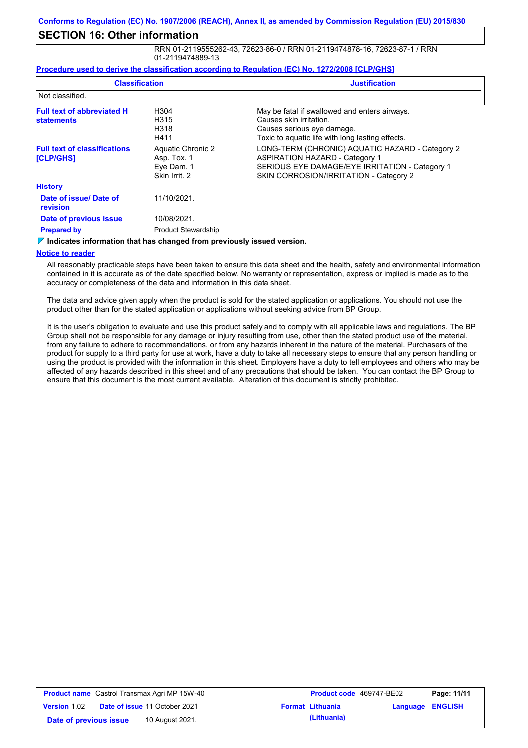## SECTION 16: Other information

RRN 01-2119555262-43, 72623-86-0 / RRN 01-2119474878-16, 72623-87-1 / RRN 01-2119474889-13

**Procedure used to derive the classification according to Regulation (EC) No. 1272/2008 [CLP/GHS]**

| Classification | Justification |
|---|---|
| Not classified. | |

**Full text of abbreviated H statements**

| | |
|---|---|
| H304 | May be fatal if swallowed and enters airways. |
| H315 | Causes skin irritation. |
| H318 | Causes serious eye damage. |
| H411 | Toxic to aquatic life with long lasting effects. |

**Full text of classifications [CLP/GHS]**

| | |
|---|---|
| Aquatic Chronic 2 | LONG-TERM (CHRONIC) AQUATIC HAZARD - Category 2 |
| Asp. Tox. 1 | ASPIRATION HAZARD - Category 1 |
| Eye Dam. 1 | SERIOUS EYE DAMAGE/EYE IRRITATION - Category 1 |
| Skin Irrit. 2 | SKIN CORROSION/IRRITATION - Category 2 |

**History**

**Date of issue/ Date of revision:** 11/10/2021.

**Date of previous issue:** 10/08/2021.

**Prepared by:** Product Stewardship

**Indicates information that has changed from previously issued version.**

**Notice to reader**

All reasonably practicable steps have been taken to ensure this data sheet and the health, safety and environmental information contained in it is accurate as of the date specified below. No warranty or representation, express or implied is made as to the accuracy or completeness of the data and information in this data sheet.

The data and advice given apply when the product is sold for the stated application or applications. You should not use the product other than for the stated application or applications without seeking advice from BP Group.

It is the user's obligation to evaluate and use this product safely and to comply with all applicable laws and regulations. The BP Group shall not be responsible for any damage or injury resulting from use, other than the stated product use of the material, from any failure to adhere to recommendations, or from any hazards inherent in the nature of the material. Purchasers of the product for supply to a third party for use at work, have a duty to take all necessary steps to ensure that any person handling or using the product is provided with the information in this sheet. Employers have a duty to tell employees and others who may be affected of any hazards described in this sheet and of any precautions that should be taken. You can contact the BP Group to ensure that this document is the most current available. Alteration of this document is strictly prohibited.